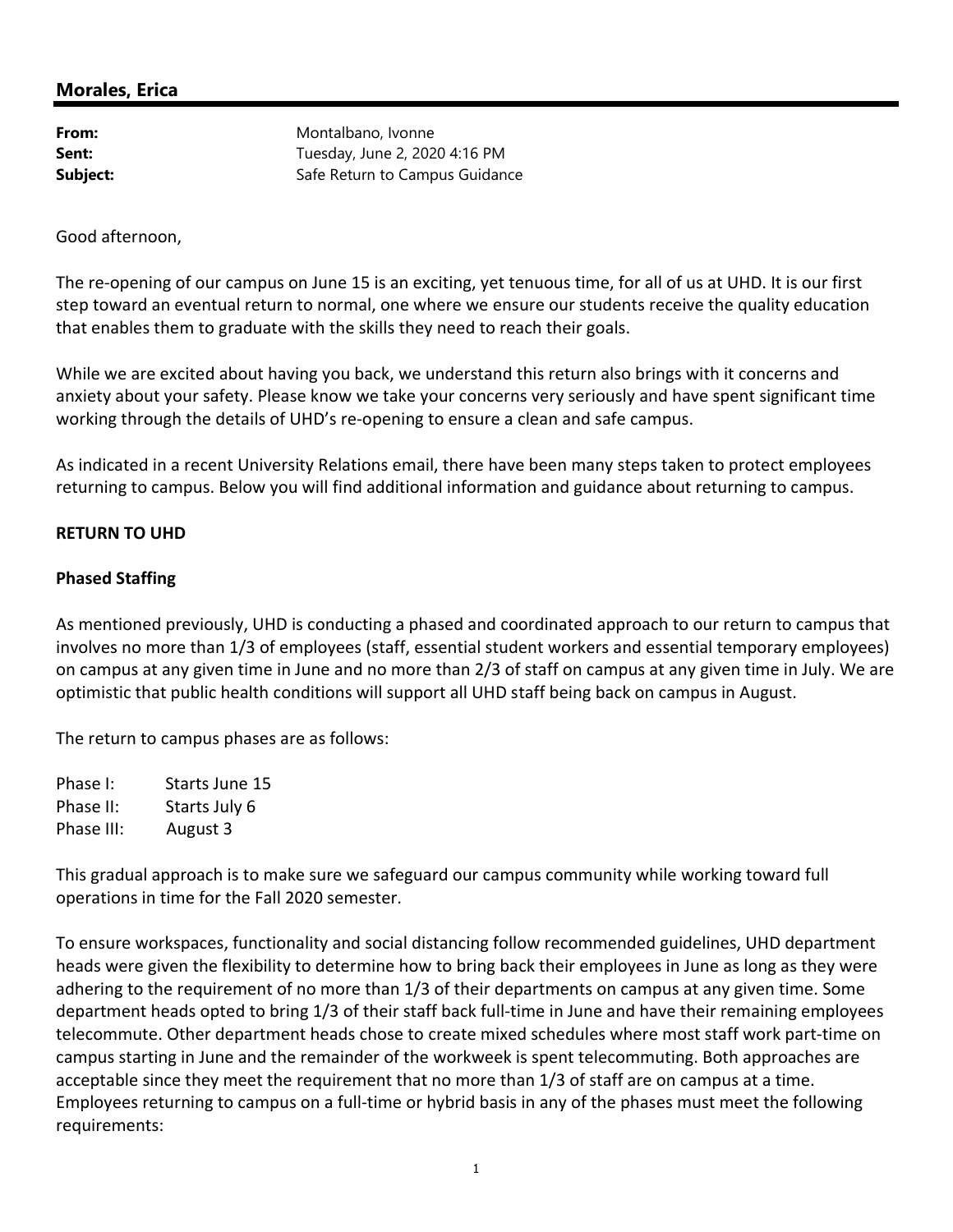## Morales, Erica

**From:** Montalbano, Ivonne
**Sent:** Tuesday, June 2, 2020 4:16 PM
**Subject:** Safe Return to Campus Guidance

Good afternoon,

The re-opening of our campus on June 15 is an exciting, yet tenuous time, for all of us at UHD. It is our first step toward an eventual return to normal, one where we ensure our students receive the quality education that enables them to graduate with the skills they need to reach their goals.

While we are excited about having you back, we understand this return also brings with it concerns and anxiety about your safety. Please know we take your concerns very seriously and have spent significant time working through the details of UHD's re-opening to ensure a clean and safe campus.

As indicated in a recent University Relations email, there have been many steps taken to protect employees returning to campus. Below you will find additional information and guidance about returning to campus.

**RETURN TO UHD**

**Phased Staffing**

As mentioned previously, UHD is conducting a phased and coordinated approach to our return to campus that involves no more than 1/3 of employees (staff, essential student workers and essential temporary employees) on campus at any given time in June and no more than 2/3 of staff on campus at any given time in July. We are optimistic that public health conditions will support all UHD staff being back on campus in August.

The return to campus phases are as follows:

Phase I: Starts June 15
Phase II: Starts July 6
Phase III: August 3

This gradual approach is to make sure we safeguard our campus community while working toward full operations in time for the Fall 2020 semester.

To ensure workspaces, functionality and social distancing follow recommended guidelines, UHD department heads were given the flexibility to determine how to bring back their employees in June as long as they were adhering to the requirement of no more than 1/3 of their departments on campus at any given time. Some department heads opted to bring 1/3 of their staff back full-time in June and have their remaining employees telecommute. Other department heads chose to create mixed schedules where most staff work part-time on campus starting in June and the remainder of the workweek is spent telecommuting. Both approaches are acceptable since they meet the requirement that no more than 1/3 of staff are on campus at a time. Employees returning to campus on a full-time or hybrid basis in any of the phases must meet the following requirements: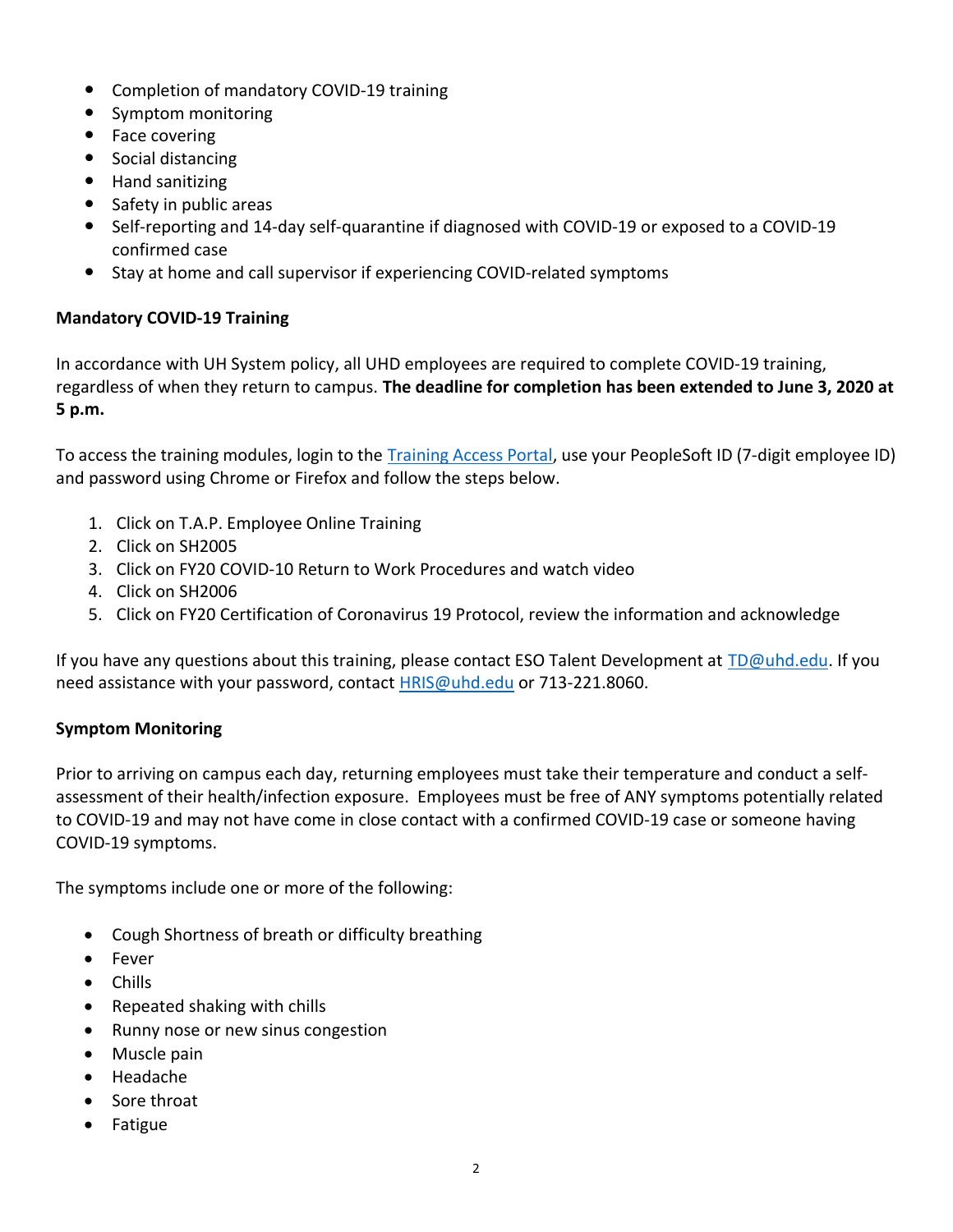- Completion of mandatory COVID-19 training
- Symptom monitoring
- Face covering
- Social distancing
- Hand sanitizing
- Safety in public areas
- Self-reporting and 14-day self-quarantine if diagnosed with COVID-19 or exposed to a COVID-19 confirmed case
- Stay at home and call supervisor if experiencing COVID-related symptoms

**Mandatory COVID-19 Training**

In accordance with UH System policy, all UHD employees are required to complete COVID-19 training, regardless of when they return to campus. **The deadline for completion has been extended to June 3, 2020 at 5 p.m.**

To access the training modules, login to the [Training Access Portal](), use your PeopleSoft ID (7-digit employee ID) and password using Chrome or Firefox and follow the steps below.

1. Click on T.A.P. Employee Online Training
2. Click on SH2005
3. Click on FY20 COVID-10 Return to Work Procedures and watch video
4. Click on SH2006
5. Click on FY20 Certification of Coronavirus 19 Protocol, review the information and acknowledge

If you have any questions about this training, please contact ESO Talent Development at [TD@uhd.edu](mailto:TD@uhd.edu). If you need assistance with your password, contact [HRIS@uhd.edu](mailto:HRIS@uhd.edu) or 713-221.8060.

**Symptom Monitoring**

Prior to arriving on campus each day, returning employees must take their temperature and conduct a self-assessment of their health/infection exposure. Employees must be free of ANY symptoms potentially related to COVID-19 and may not have come in close contact with a confirmed COVID-19 case or someone having COVID-19 symptoms.

The symptoms include one or more of the following:

- Cough Shortness of breath or difficulty breathing
- Fever
- Chills
- Repeated shaking with chills
- Runny nose or new sinus congestion
- Muscle pain
- Headache
- Sore throat
- Fatigue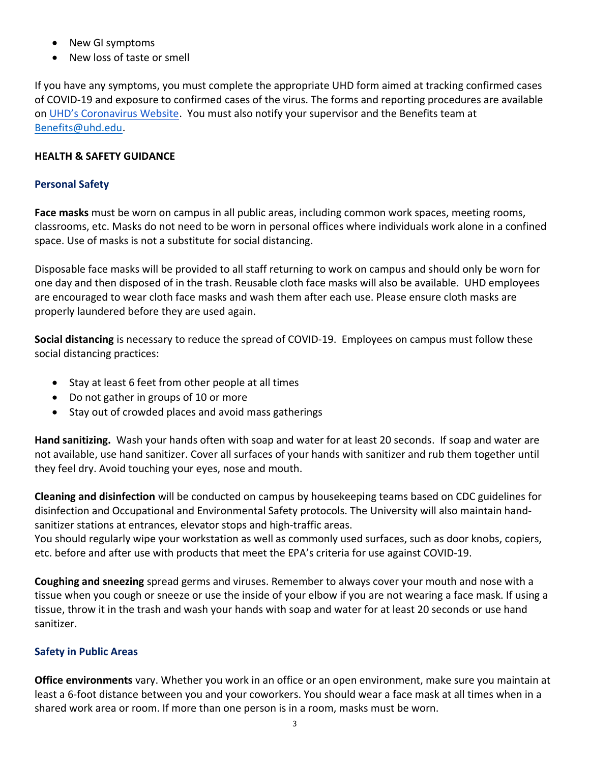- New GI symptoms
- New loss of taste or smell

If you have any symptoms, you must complete the appropriate UHD form aimed at tracking confirmed cases of COVID-19 and exposure to confirmed cases of the virus. The forms and reporting procedures are available on [UHD's Coronavirus Website](). You must also notify your supervisor and the Benefits team at [Benefits@uhd.edu]().

**HEALTH & SAFETY GUIDANCE**

### Personal Safety

**Face masks** must be worn on campus in all public areas, including common work spaces, meeting rooms, classrooms, etc. Masks do not need to be worn in personal offices where individuals work alone in a confined space. Use of masks is not a substitute for social distancing.

Disposable face masks will be provided to all staff returning to work on campus and should only be worn for one day and then disposed of in the trash. Reusable cloth face masks will also be available. UHD employees are encouraged to wear cloth face masks and wash them after each use. Please ensure cloth masks are properly laundered before they are used again.

**Social distancing** is necessary to reduce the spread of COVID-19. Employees on campus must follow these social distancing practices:

- Stay at least 6 feet from other people at all times
- Do not gather in groups of 10 or more
- Stay out of crowded places and avoid mass gatherings

**Hand sanitizing.** Wash your hands often with soap and water for at least 20 seconds. If soap and water are not available, use hand sanitizer. Cover all surfaces of your hands with sanitizer and rub them together until they feel dry. Avoid touching your eyes, nose and mouth.

**Cleaning and disinfection** will be conducted on campus by housekeeping teams based on CDC guidelines for disinfection and Occupational and Environmental Safety protocols. The University will also maintain hand-sanitizer stations at entrances, elevator stops and high-traffic areas.
You should regularly wipe your workstation as well as commonly used surfaces, such as door knobs, copiers, etc. before and after use with products that meet the EPA's criteria for use against COVID-19.

**Coughing and sneezing** spread germs and viruses. Remember to always cover your mouth and nose with a tissue when you cough or sneeze or use the inside of your elbow if you are not wearing a face mask. If using a tissue, throw it in the trash and wash your hands with soap and water for at least 20 seconds or use hand sanitizer.

### Safety in Public Areas

**Office environments** vary. Whether you work in an office or an open environment, make sure you maintain at least a 6-foot distance between you and your coworkers. You should wear a face mask at all times when in a shared work area or room. If more than one person is in a room, masks must be worn.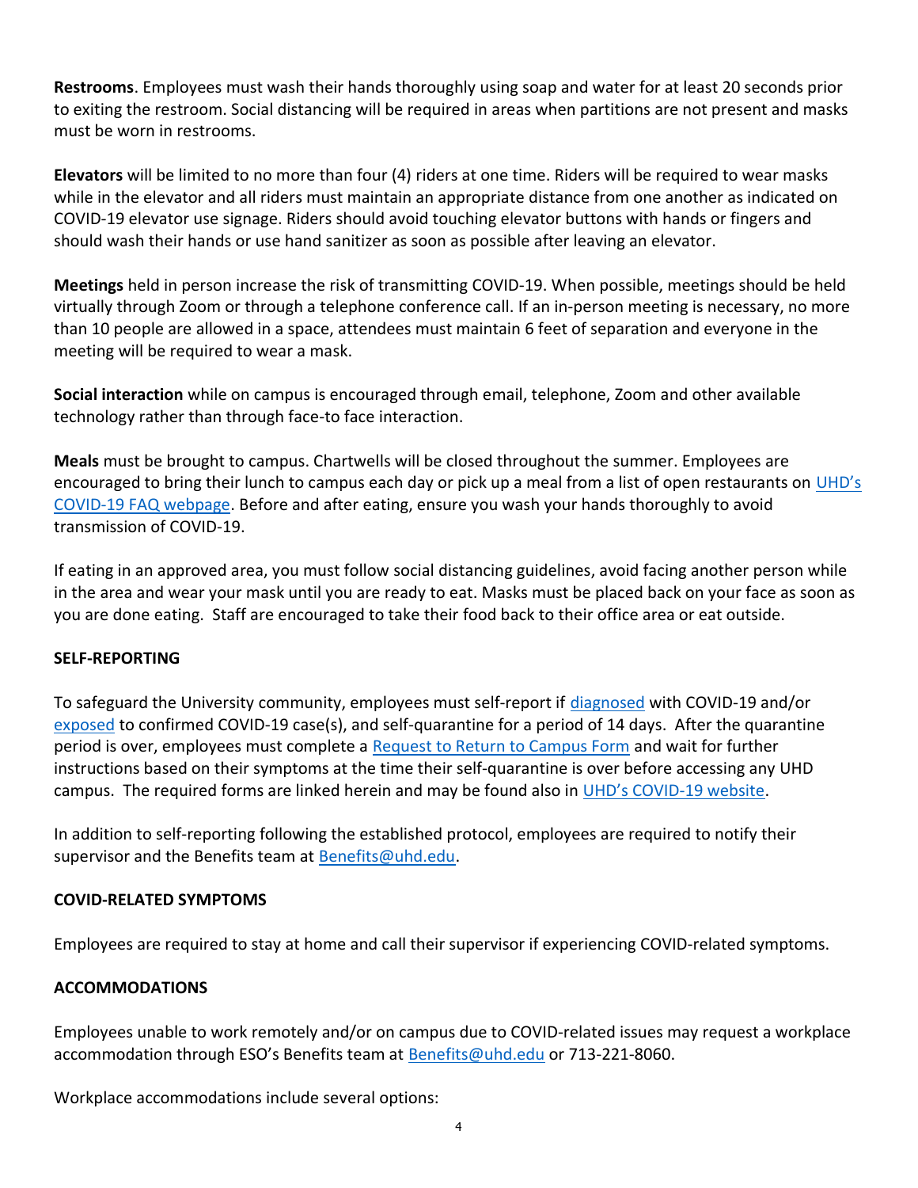**Restrooms**. Employees must wash their hands thoroughly using soap and water for at least 20 seconds prior to exiting the restroom. Social distancing will be required in areas when partitions are not present and masks must be worn in restrooms.

**Elevators** will be limited to no more than four (4) riders at one time. Riders will be required to wear masks while in the elevator and all riders must maintain an appropriate distance from one another as indicated on COVID-19 elevator use signage. Riders should avoid touching elevator buttons with hands or fingers and should wash their hands or use hand sanitizer as soon as possible after leaving an elevator.

**Meetings** held in person increase the risk of transmitting COVID-19. When possible, meetings should be held virtually through Zoom or through a telephone conference call. If an in-person meeting is necessary, no more than 10 people are allowed in a space, attendees must maintain 6 feet of separation and everyone in the meeting will be required to wear a mask.

**Social interaction** while on campus is encouraged through email, telephone, Zoom and other available technology rather than through face-to face interaction.

**Meals** must be brought to campus. Chartwells will be closed throughout the summer. Employees are encouraged to bring their lunch to campus each day or pick up a meal from a list of open restaurants on UHD's COVID-19 FAQ webpage. Before and after eating, ensure you wash your hands thoroughly to avoid transmission of COVID-19.

If eating in an approved area, you must follow social distancing guidelines, avoid facing another person while in the area and wear your mask until you are ready to eat. Masks must be placed back on your face as soon as you are done eating. Staff are encouraged to take their food back to their office area or eat outside.

## SELF-REPORTING

To safeguard the University community, employees must self-report if diagnosed with COVID-19 and/or exposed to confirmed COVID-19 case(s), and self-quarantine for a period of 14 days. After the quarantine period is over, employees must complete a Request to Return to Campus Form and wait for further instructions based on their symptoms at the time their self-quarantine is over before accessing any UHD campus. The required forms are linked herein and may be found also in UHD's COVID-19 website.

In addition to self-reporting following the established protocol, employees are required to notify their supervisor and the Benefits team at Benefits@uhd.edu.

## COVID-RELATED SYMPTOMS

Employees are required to stay at home and call their supervisor if experiencing COVID-related symptoms.

## ACCOMMODATIONS

Employees unable to work remotely and/or on campus due to COVID-related issues may request a workplace accommodation through ESO's Benefits team at Benefits@uhd.edu or 713-221-8060.

Workplace accommodations include several options: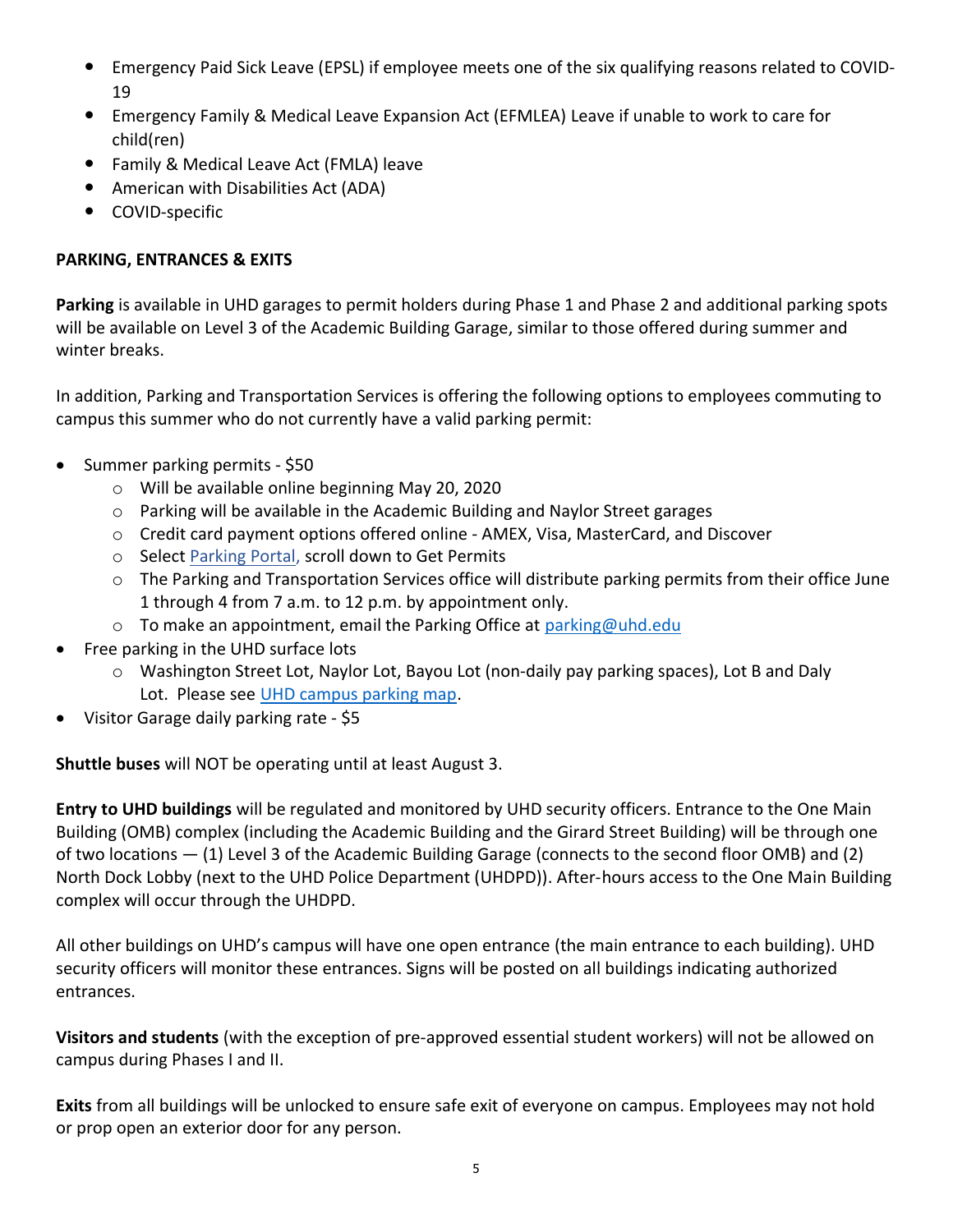- Emergency Paid Sick Leave (EPSL) if employee meets one of the six qualifying reasons related to COVID-19
- Emergency Family & Medical Leave Expansion Act (EFMLEA) Leave if unable to work to care for child(ren)
- Family & Medical Leave Act (FMLA) leave
- American with Disabilities Act (ADA)
- COVID-specific

**PARKING, ENTRANCES & EXITS**

**Parking** is available in UHD garages to permit holders during Phase 1 and Phase 2 and additional parking spots will be available on Level 3 of the Academic Building Garage, similar to those offered during summer and winter breaks.

In addition, Parking and Transportation Services is offering the following options to employees commuting to campus this summer who do not currently have a valid parking permit:

- Summer parking permits - $50
  - Will be available online beginning May 20, 2020
  - Parking will be available in the Academic Building and Naylor Street garages
  - Credit card payment options offered online - AMEX, Visa, MasterCard, and Discover
  - Select Parking Portal, scroll down to Get Permits
  - The Parking and Transportation Services office will distribute parking permits from their office June 1 through 4 from 7 a.m. to 12 p.m. by appointment only.
  - To make an appointment, email the Parking Office at parking@uhd.edu
- Free parking in the UHD surface lots
  - Washington Street Lot, Naylor Lot, Bayou Lot (non-daily pay parking spaces), Lot B and Daly Lot. Please see UHD campus parking map.
- Visitor Garage daily parking rate - $5

**Shuttle buses** will NOT be operating until at least August 3.

**Entry to UHD buildings** will be regulated and monitored by UHD security officers. Entrance to the One Main Building (OMB) complex (including the Academic Building and the Girard Street Building) will be through one of two locations — (1) Level 3 of the Academic Building Garage (connects to the second floor OMB) and (2) North Dock Lobby (next to the UHD Police Department (UHDPD)). After-hours access to the One Main Building complex will occur through the UHDPD.

All other buildings on UHD's campus will have one open entrance (the main entrance to each building). UHD security officers will monitor these entrances. Signs will be posted on all buildings indicating authorized entrances.

**Visitors and students** (with the exception of pre-approved essential student workers) will not be allowed on campus during Phases I and II.

**Exits** from all buildings will be unlocked to ensure safe exit of everyone on campus. Employees may not hold or prop open an exterior door for any person.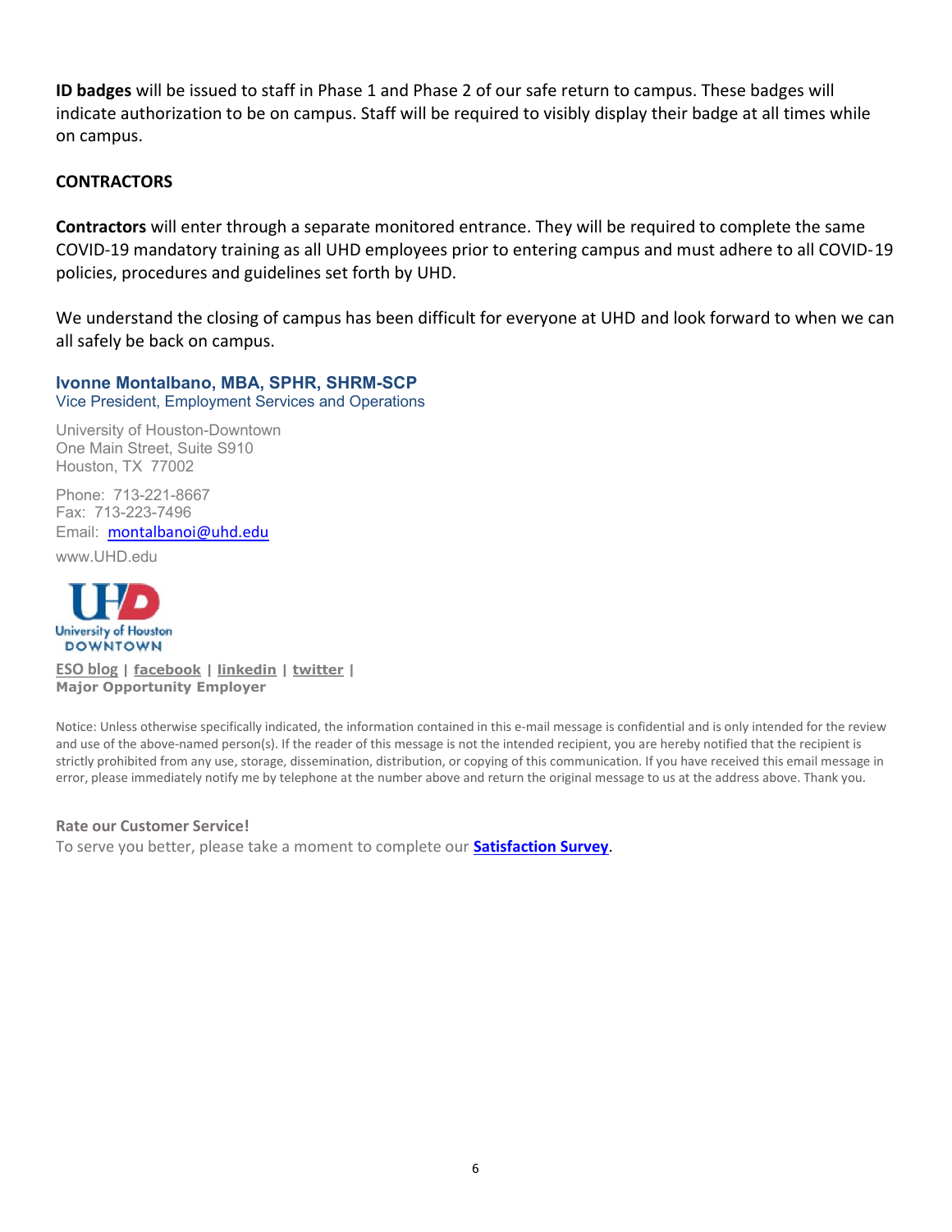**ID badges** will be issued to staff in Phase 1 and Phase 2 of our safe return to campus. These badges will indicate authorization to be on campus. Staff will be required to visibly display their badge at all times while on campus.

**CONTRACTORS**

**Contractors** will enter through a separate monitored entrance. They will be required to complete the same COVID-19 mandatory training as all UHD employees prior to entering campus and must adhere to all COVID-19 policies, procedures and guidelines set forth by UHD.

We understand the closing of campus has been difficult for everyone at UHD and look forward to when we can all safely be back on campus.

**Ivonne Montalbano, MBA, SPHR, SHRM-SCP**
Vice President, Employment Services and Operations

University of Houston-Downtown
One Main Street, Suite S910
Houston, TX 77002

Phone: 713-221-8667
Fax: 713-223-7496
Email: montalbanoi@uhd.edu

www.UHD.edu

University of Houston DOWNTOWN

**ESO blog** | **facebook** | **linkedin** | **twitter** |
**Major Opportunity Employer**

Notice: Unless otherwise specifically indicated, the information contained in this e-mail message is confidential and is only intended for the review and use of the above-named person(s). If the reader of this message is not the intended recipient, you are hereby notified that the recipient is strictly prohibited from any use, storage, dissemination, distribution, or copying of this communication. If you have received this email message in error, please immediately notify me by telephone at the number above and return the original message to us at the address above. Thank you.

**Rate our Customer Service!**
To serve you better, please take a moment to complete our **Satisfaction Survey**.